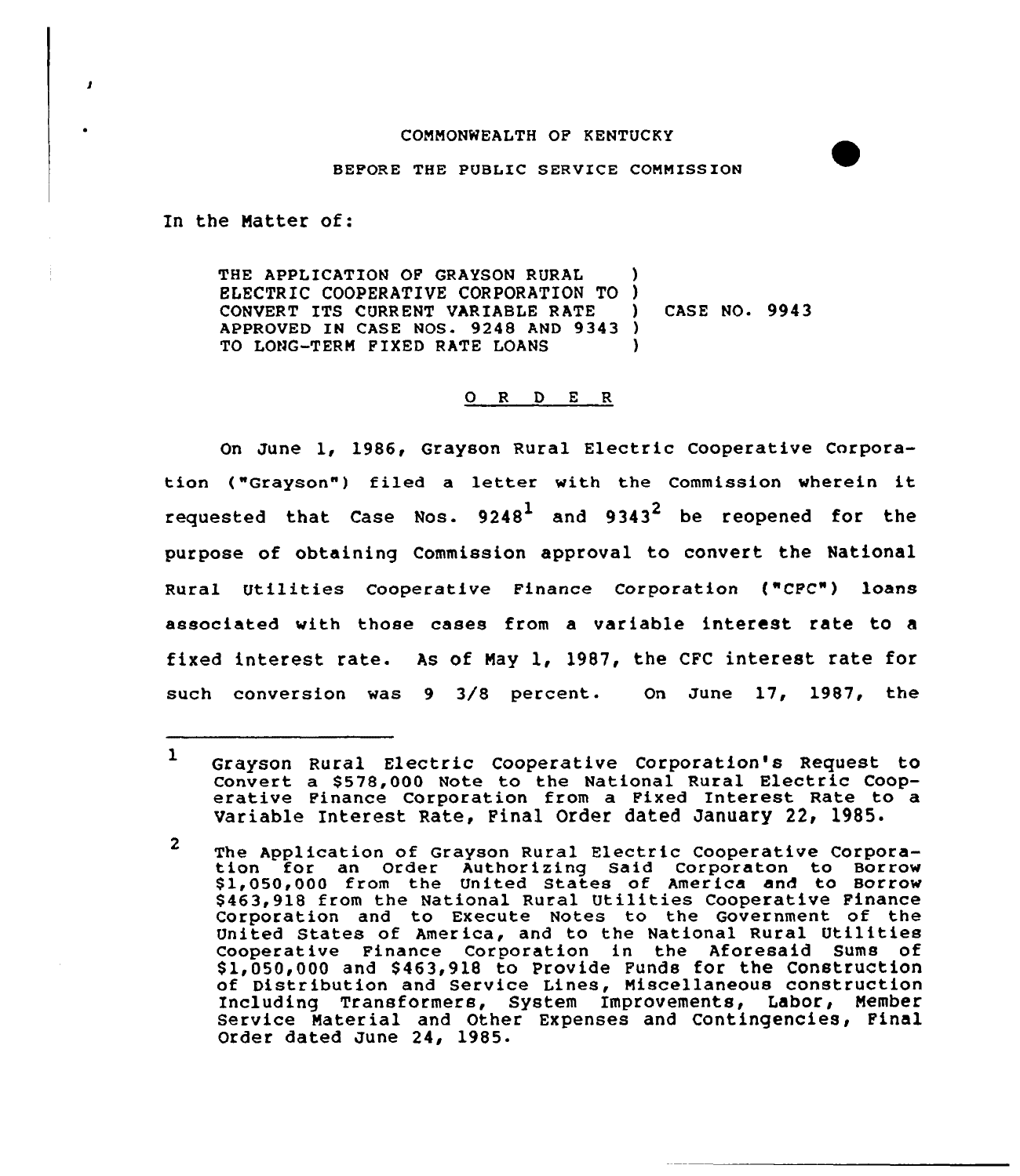COMMONWEALTH OF KENTUCKY

BEFORE THE PUBLIC SERVICE COMMISSION

In the Matter of:

THE APPLICATION OF GRAYSON RURAL ELECTRIC COOPERATIVE CORPORATION TO CONVERT ITS CURRENT VARIABLE RATE APPROVED IN CASE NOS. 9248 AND 9343 TO LONG-TERM FIXED RATE LOANS ) CASE NO. 9943

## O R D E R

On June 1, 1986, Grayson Rural Electric Cooperative Corporation ("Grayson") filed a letter with the Commission wherein it requested that Case Nos. 9248[1] and 9343[2] be reopened for the purpose of obtaining Commission approval to convert the National Rural Utilities Cooperative Finance Corporation ("CFC") loans associated with those cases from a variable interest rate to a fixed interest rate. As of May 1, 1987, the CFC interest rate for such conversion was 9 3/8 percent. On June 17, 1987, the

---

[1] Grayson Rural Electric Cooperative Corporation's Request to Convert a $578,000 Note to the National Rural Electric Cooperative Finance Corporation from a Fixed Interest Rate to a Variable Interest Rate, Final Order dated January 22, 1985.

[2] The Application of Grayson Rural Electric Cooperative Corporation for an Order Authorizing Said Corporaton to Borrow $1,050,000 from the United States of America and to Borrow $463,918 from the National Rural Utilities Cooperative Finance Corporation and to Execute Notes to the Government of the United States of America, and to the National Rural Utilities Cooperative Finance Corporation in the Aforesaid Sums of $1,050,000 and $463,918 to Provide Funds for the Construction of Distribution and Service Lines, Miscellaneous construction Including Transformers, System Improvements, Labor, Member Service Material and Other Expenses and Contingencies, Final Order dated June 24, 1985.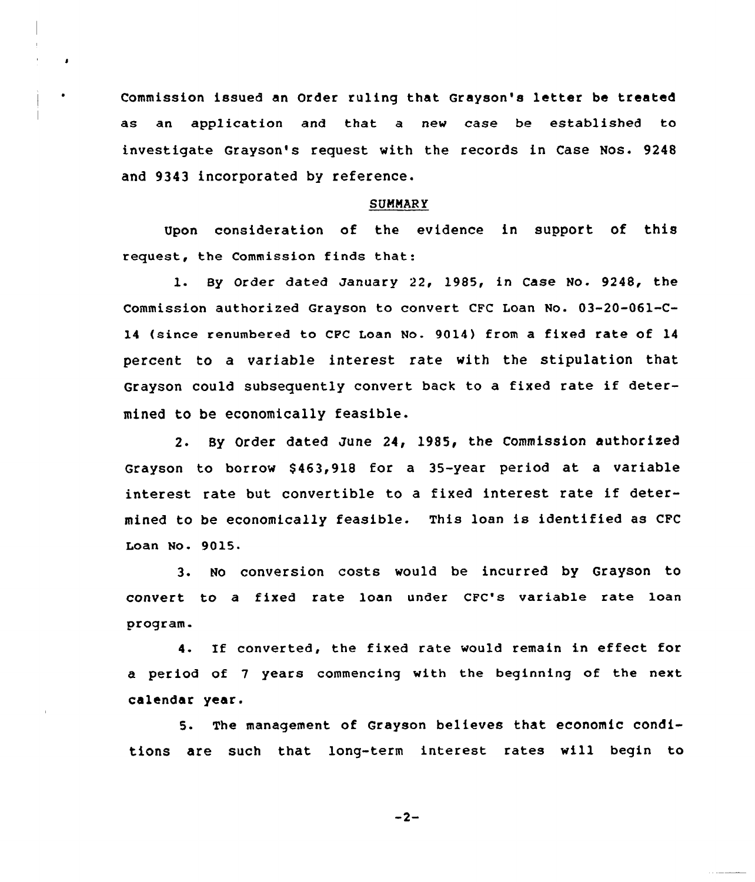Commission issued an Order ruling that Grayson's letter be treated as an application and that a new case be established to investigate Grayson's request with the records in Case Nos. 9248 and 9343 incorporated by reference.

## SUMMARY

Upon consideration of the evidence in support of this request, the Commission finds that:

1. By Order dated January 22, 1985, in Case No. 9248, the Commission authorized Grayson to convert CFC Loan No. 03-20-061-C-14 (since renumbered to CFC Loan No. 9014) from a fixed rate of 14 percent to a variable interest rate with the stipulation that Grayson could subsequently convert back to a fixed rate if determined to be economically feasible.

2. By Order dated June 24, 1985, the Commission authorized Grayson to borrow $463,918 for a 35-year period at a variable interest rate but convertible to a fixed interest rate if determined to be economically feasible. This loan is identified as CFC Loan No. 9015.

3. No conversion costs would be incurred by Grayson to convert to a fixed rate loan under CFC's variable rate loan program.

4. If converted, the fixed rate would remain in effect for a period of 7 years commencing with the beginning of the next calendar year.

5. The management of Grayson believes that economic conditions are such that long-term interest rates will begin to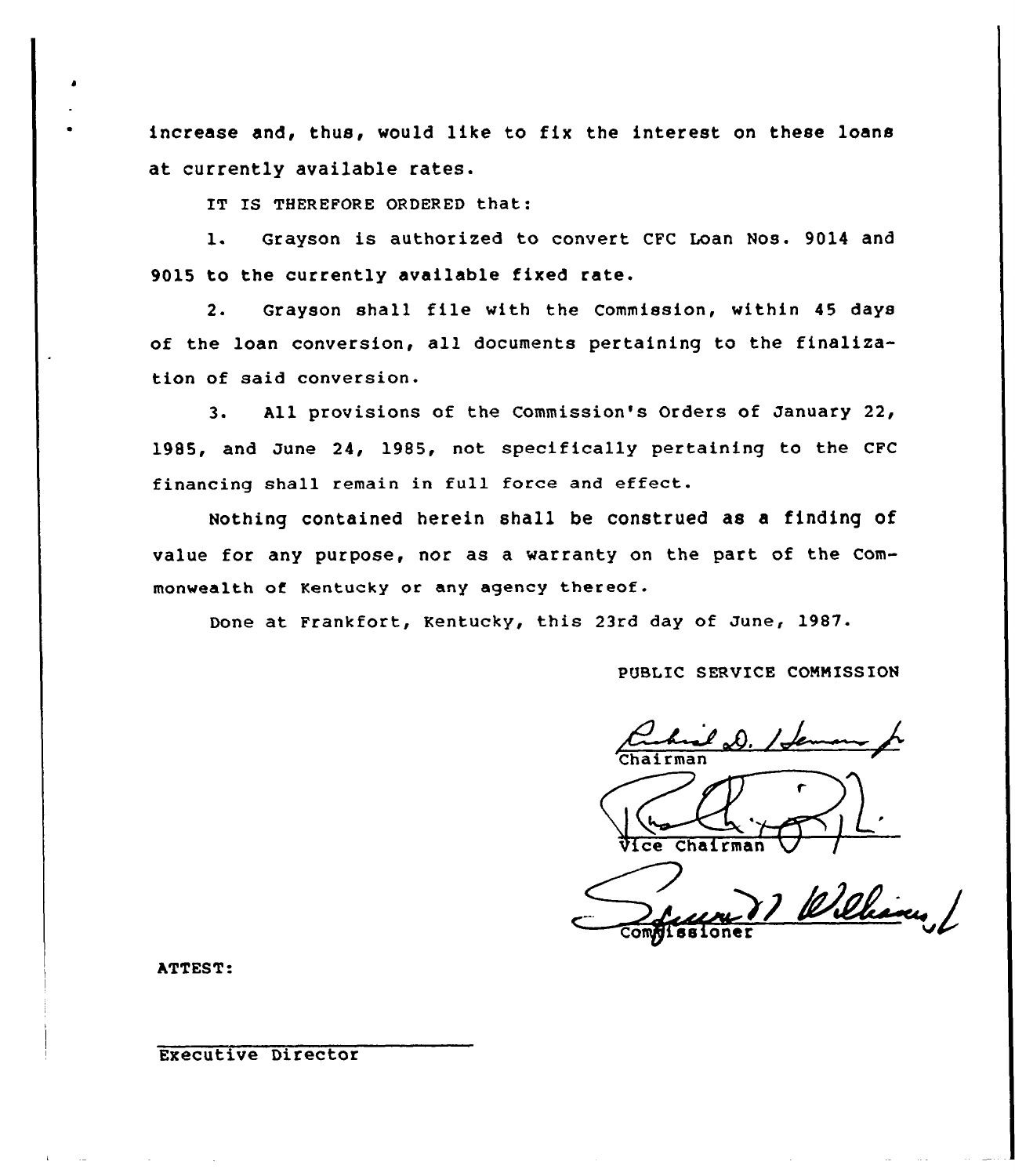increase and, thus, would like to fix the interest on these loans at currently available rates.

IT IS THEREFORE ORDERED that:

1. Grayson is authorized to convert CFC Loan Nos. 9014 and 9015 to the currently available fixed rate.

2. Grayson shall file with the Commission, within 45 days of the loan conversion, all documents pertaining to the finalization of said conversion.

3. All provisions of the Commission's Orders of January 22, 1985, and June 24, 1985, not specifically pertaining to the CFC financing shall remain in full force and effect.

Nothing contained herein shall be construed as a finding of value for any purpose, nor as a warranty on the part of the Commonwealth of Kentucky or any agency thereof.

Done at Frankfort, Kentucky, this 23rd day of June, 1987.

PUBLIC SERVICE COMMISSION

Chairman

Vice Chairman

Commissioner

ATTEST:

Executive Director